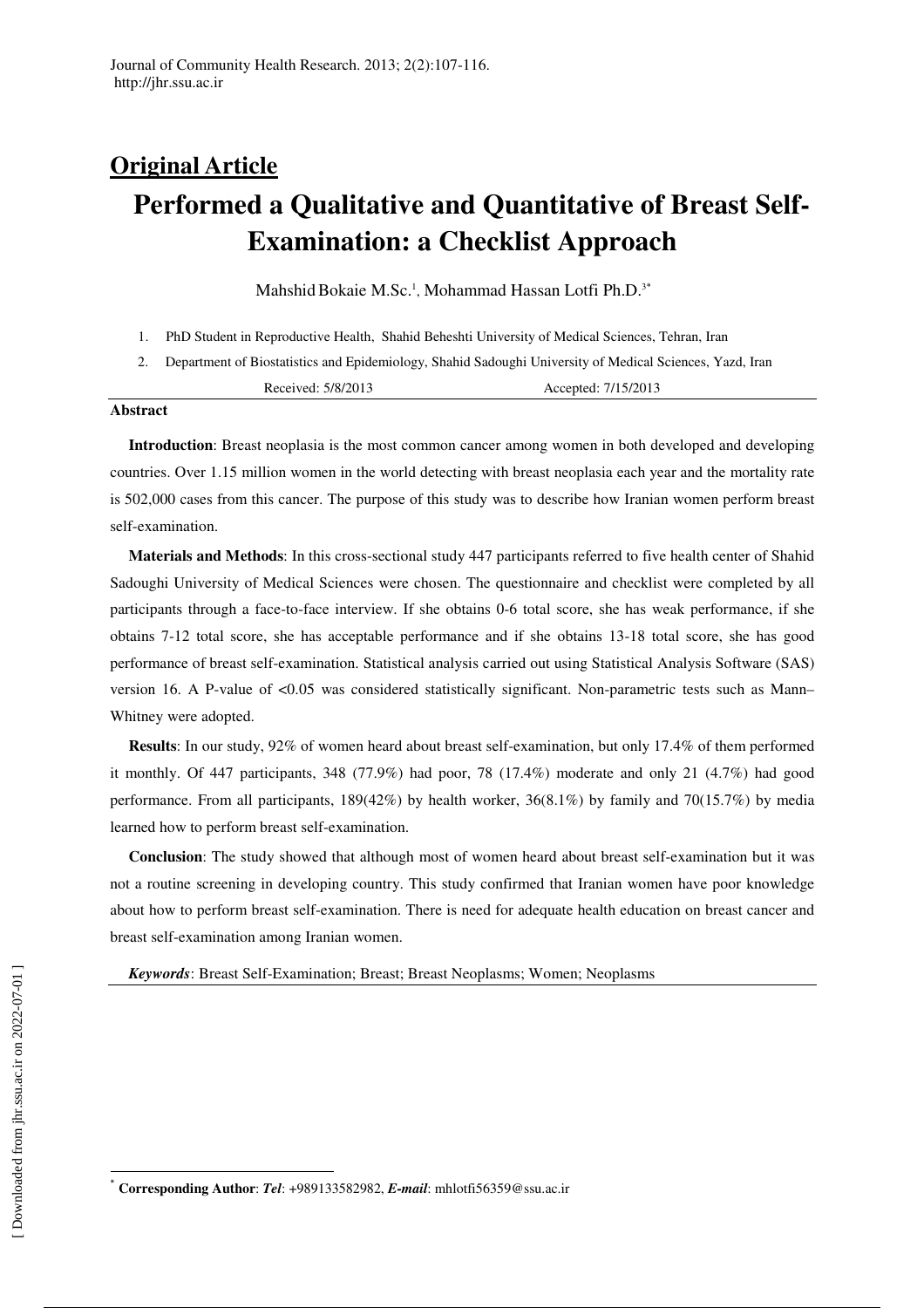## Original Article

# Performed a Qualitative and Quantitative of Breast Self-Examination: a Checklist Approach

Mahshid Bokaie M.Sc.[1], Mohammad Hassan Lotfi Ph.D.[3*]

1. PhD Student in Reproductive Health, Shahid Beheshti University of Medical Sciences, Tehran, Iran
2. Department of Biostatistics and Epidemiology, Shahid Sadoughi University of Medical Sciences, Yazd, Iran

Received: 5/8/2013 Accepted: 7/15/2013

**Abstract**

**Introduction**: Breast neoplasia is the most common cancer among women in both developed and developing countries. Over 1.15 million women in the world detecting with breast neoplasia each year and the mortality rate is 502,000 cases from this cancer. The purpose of this study was to describe how Iranian women perform breast self-examination.

**Materials and Methods**: In this cross-sectional study 447 participants referred to five health center of Shahid Sadoughi University of Medical Sciences were chosen. The questionnaire and checklist were completed by all participants through a face-to-face interview. If she obtains 0-6 total score, she has weak performance, if she obtains 7-12 total score, she has acceptable performance and if she obtains 13-18 total score, she has good performance of breast self-examination. Statistical analysis carried out using Statistical Analysis Software (SAS) version 16. A P-value of <0.05 was considered statistically significant. Non-parametric tests such as Mann–Whitney were adopted.

**Results**: In our study, 92% of women heard about breast self-examination, but only 17.4% of them performed it monthly. Of 447 participants, 348 (77.9%) had poor, 78 (17.4%) moderate and only 21 (4.7%) had good performance. From all participants, 189(42%) by health worker, 36(8.1%) by family and 70(15.7%) by media learned how to perform breast self-examination.

**Conclusion**: The study showed that although most of women heard about breast self-examination but it was not a routine screening in developing country. This study confirmed that Iranian women have poor knowledge about how to perform breast self-examination. There is need for adequate health education on breast cancer and breast self-examination among Iranian women.

***Keywords***: Breast Self-Examination; Breast; Breast Neoplasms; Women; Neoplasms

[*] **Corresponding Author**: ***Tel***: +989133582982, ***E-mail***: mhlotfi56359@ssu.ac.ir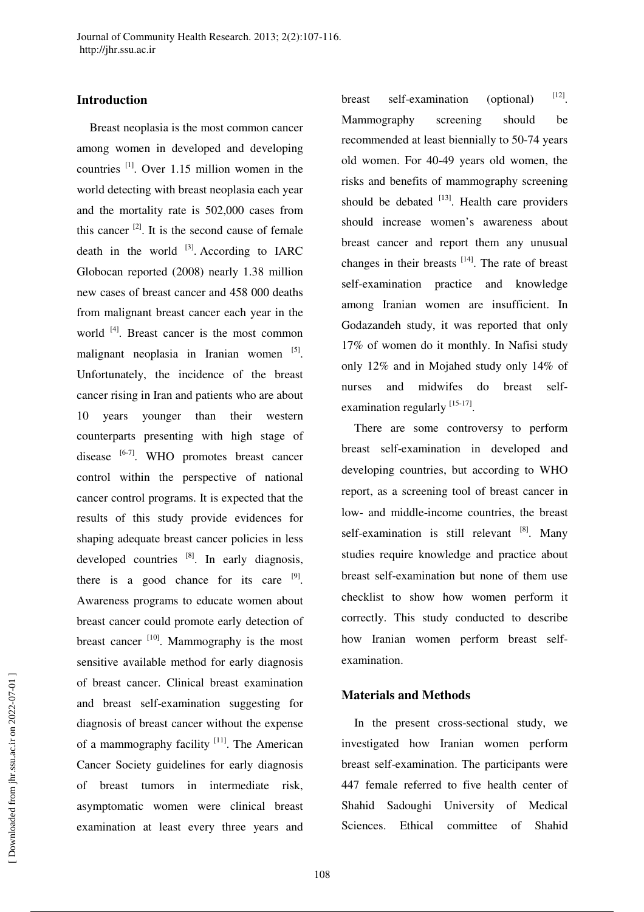## Introduction

Breast neoplasia is the most common cancer among women in developed and developing countries [1]. Over 1.15 million women in the world detecting with breast neoplasia each year and the mortality rate is 502,000 cases from this cancer [2]. It is the second cause of female death in the world [3]. According to IARC Globocan reported (2008) nearly 1.38 million new cases of breast cancer and 458 000 deaths from malignant breast cancer each year in the world [4]. Breast cancer is the most common malignant neoplasia in Iranian women [5]. Unfortunately, the incidence of the breast cancer rising in Iran and patients who are about 10 years younger than their western counterparts presenting with high stage of disease [6-7]. WHO promotes breast cancer control within the perspective of national cancer control programs. It is expected that the results of this study provide evidences for shaping adequate breast cancer policies in less developed countries [8]. In early diagnosis, there is a good chance for its care [9]. Awareness programs to educate women about breast cancer could promote early detection of breast cancer [10]. Mammography is the most sensitive available method for early diagnosis of breast cancer. Clinical breast examination and breast self-examination suggesting for diagnosis of breast cancer without the expense of a mammography facility [11]. The American Cancer Society guidelines for early diagnosis of breast tumors in intermediate risk, asymptomatic women were clinical breast examination at least every three years and breast self-examination (optional) [12]. Mammography screening should be recommended at least biennially to 50-74 years old women. For 40-49 years old women, the risks and benefits of mammography screening should be debated [13]. Health care providers should increase women's awareness about breast cancer and report them any unusual changes in their breasts [14]. The rate of breast self-examination practice and knowledge among Iranian women are insufficient. In Godazandeh study, it was reported that only 17% of women do it monthly. In Nafisi study only 12% and in Mojahed study only 14% of nurses and midwifes do breast self-examination regularly [15-17].

There are some controversy to perform breast self-examination in developed and developing countries, but according to WHO report, as a screening tool of breast cancer in low- and middle-income countries, the breast self-examination is still relevant [8]. Many studies require knowledge and practice about breast self-examination but none of them use checklist to show how women perform it correctly. This study conducted to describe how Iranian women perform breast self-examination.

## Materials and Methods

In the present cross-sectional study, we investigated how Iranian women perform breast self-examination. The participants were 447 female referred to five health center of Shahid Sadoughi University of Medical Sciences. Ethical committee of Shahid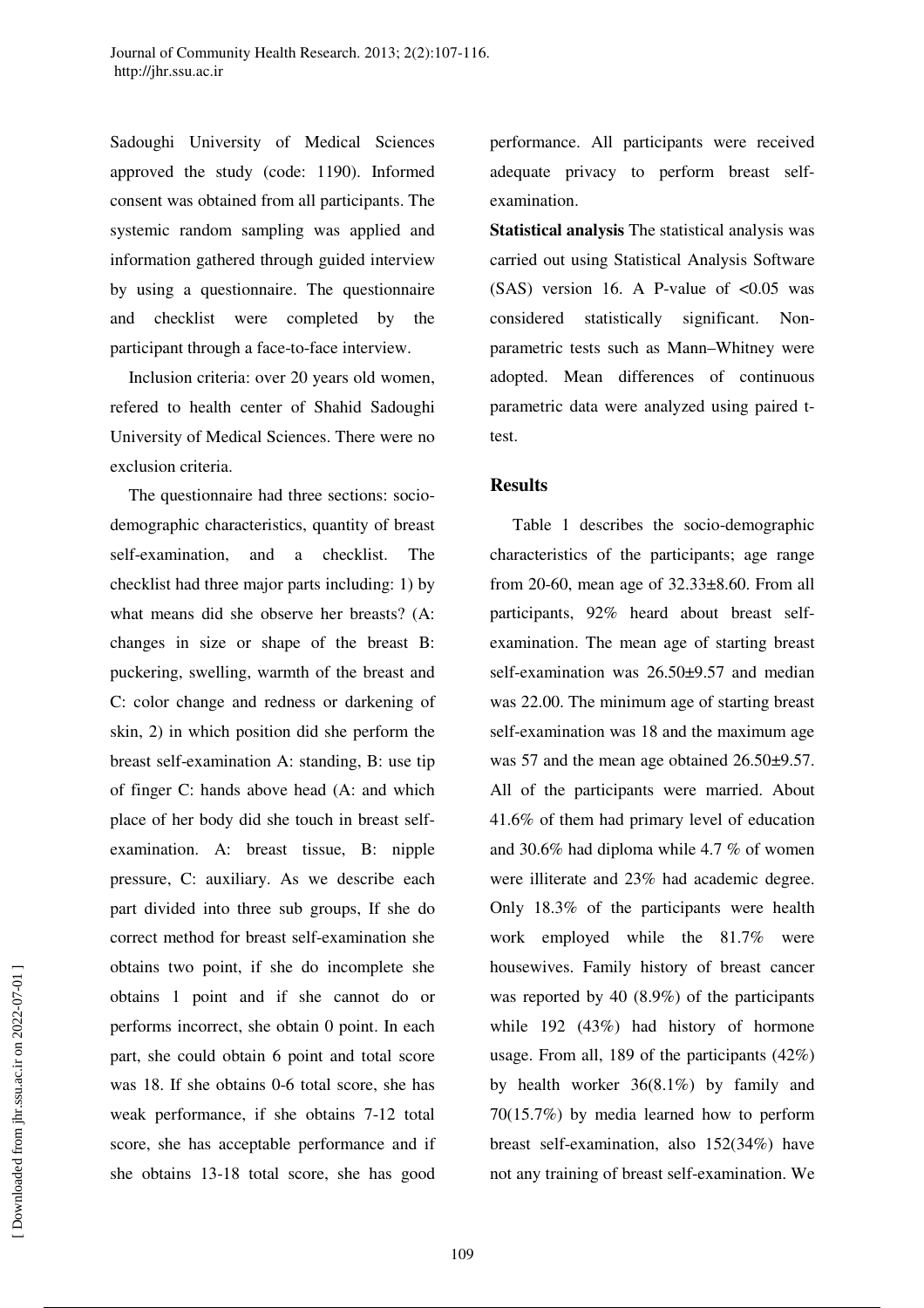Sadoughi University of Medical Sciences approved the study (code: 1190). Informed consent was obtained from all participants. The systemic random sampling was applied and information gathered through guided interview by using a questionnaire. The questionnaire and checklist were completed by the participant through a face-to-face interview.

Inclusion criteria: over 20 years old women, refered to health center of Shahid Sadoughi University of Medical Sciences. There were no exclusion criteria.

The questionnaire had three sections: socio-demographic characteristics, quantity of breast self-examination, and a checklist. The checklist had three major parts including: 1) by what means did she observe her breasts? (A: changes in size or shape of the breast B: puckering, swelling, warmth of the breast and C: color change and redness or darkening of skin, 2) in which position did she perform the breast self-examination A: standing, B: use tip of finger C: hands above head (A: and which place of her body did she touch in breast self-examination. A: breast tissue, B: nipple pressure, C: auxiliary. As we describe each part divided into three sub groups, If she do correct method for breast self-examination she obtains two point, if she do incomplete she obtains 1 point and if she cannot do or performs incorrect, she obtain 0 point. In each part, she could obtain 6 point and total score was 18. If she obtains 0-6 total score, she has weak performance, if she obtains 7-12 total score, she has acceptable performance and if she obtains 13-18 total score, she has good performance. All participants were received adequate privacy to perform breast self-examination.

**Statistical analysis** The statistical analysis was carried out using Statistical Analysis Software (SAS) version 16. A P-value of <0.05 was considered statistically significant. Non-parametric tests such as Mann–Whitney were adopted. Mean differences of continuous parametric data were analyzed using paired t-test.

## Results

Table 1 describes the socio-demographic characteristics of the participants; age range from 20-60, mean age of 32.33±8.60. From all participants, 92% heard about breast self-examination. The mean age of starting breast self-examination was 26.50±9.57 and median was 22.00. The minimum age of starting breast self-examination was 18 and the maximum age was 57 and the mean age obtained 26.50±9.57. All of the participants were married. About 41.6% of them had primary level of education and 30.6% had diploma while 4.7 % of women were illiterate and 23% had academic degree. Only 18.3% of the participants were health work employed while the 81.7% were housewives. Family history of breast cancer was reported by 40 (8.9%) of the participants while 192 (43%) had history of hormone usage. From all, 189 of the participants (42%) by health worker 36(8.1%) by family and 70(15.7%) by media learned how to perform breast self-examination, also 152(34%) have not any training of breast self-examination. We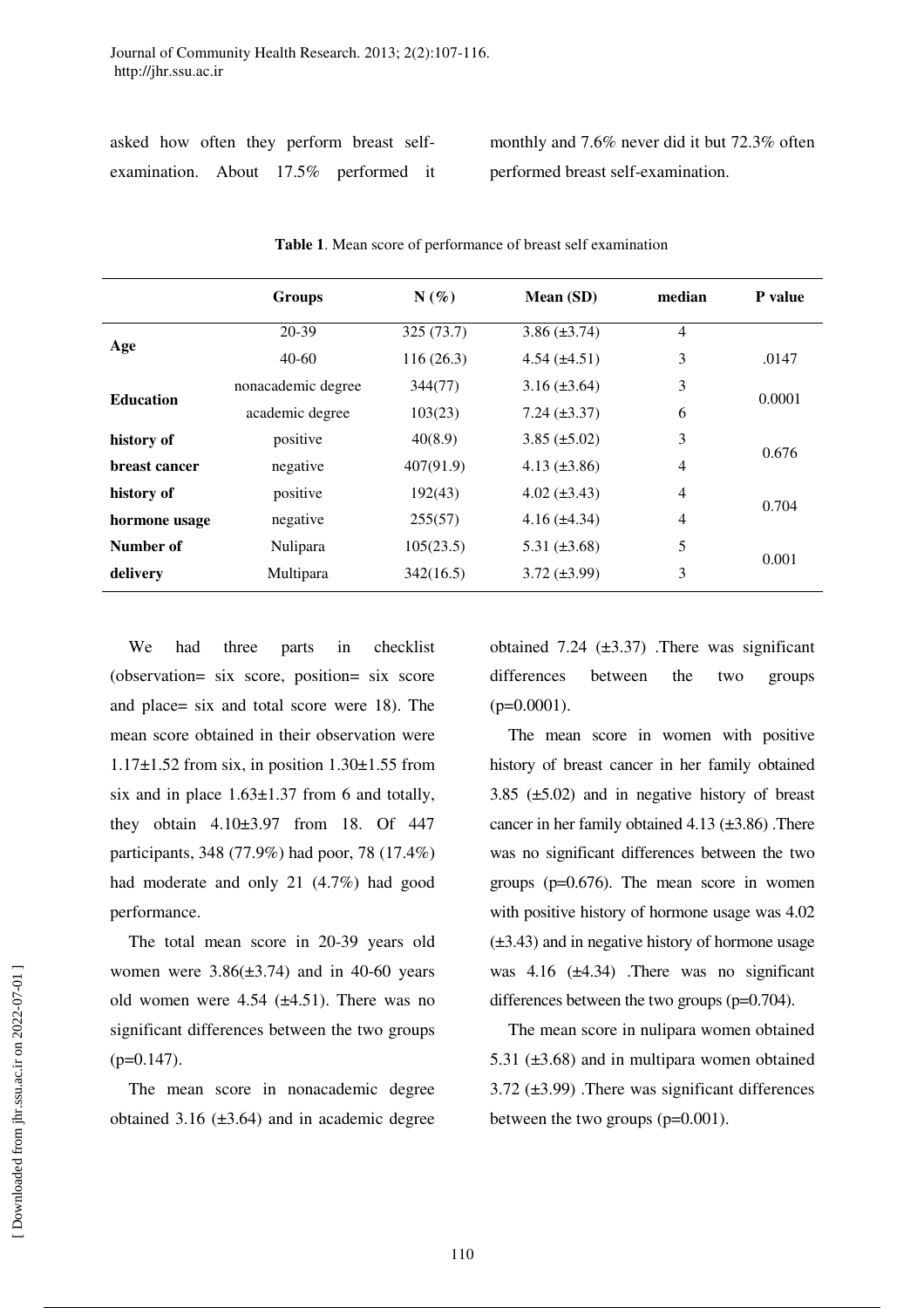asked how often they perform breast self-examination. About 17.5% performed it monthly and 7.6% never did it but 72.3% often performed breast self-examination.

**Table 1**. Mean score of performance of breast self examination

| | Groups | N (%) | Mean (SD) | median | P value |
|---|---|---|---|---|---|
| **Age** | 20-39 | 325 (73.7) | 3.86 (±3.74) | 4 | .0147 |
| | 40-60 | 116 (26.3) | 4.54 (±4.51) | 3 | |
| **Education** | nonacademic degree | 344(77) | 3.16 (±3.64) | 3 | 0.0001 |
| | academic degree | 103(23) | 7.24 (±3.37) | 6 | |
| **history of breast cancer** | positive | 40(8.9) | 3.85 (±5.02) | 3 | 0.676 |
| | negative | 407(91.9) | 4.13 (±3.86) | 4 | |
| **history of hormone usage** | positive | 192(43) | 4.02 (±3.43) | 4 | 0.704 |
| | negative | 255(57) | 4.16 (±4.34) | 4 | |
| **Number of delivery** | Nulipara | 105(23.5) | 5.31 (±3.68) | 5 | 0.001 |
| | Multipara | 342(16.5) | 3.72 (±3.99) | 3 | |

We had three parts in checklist (observation= six score, position= six score and place= six and total score were 18). The mean score obtained in their observation were 1.17±1.52 from six, in position 1.30±1.55 from six and in place 1.63±1.37 from 6 and totally, they obtain 4.10±3.97 from 18. Of 447 participants, 348 (77.9%) had poor, 78 (17.4%) had moderate and only 21 (4.7%) had good performance.

The total mean score in 20-39 years old women were 3.86(±3.74) and in 40-60 years old women were 4.54 (±4.51). There was no significant differences between the two groups (p=0.147).

The mean score in nonacademic degree obtained 3.16 (±3.64) and in academic degree obtained 7.24 (±3.37) .There was significant differences between the two groups (p=0.0001).

The mean score in women with positive history of breast cancer in her family obtained 3.85 (±5.02) and in negative history of breast cancer in her family obtained 4.13 (±3.86) .There was no significant differences between the two groups (p=0.676). The mean score in women with positive history of hormone usage was 4.02 (±3.43) and in negative history of hormone usage was 4.16 (±4.34) .There was no significant differences between the two groups (p=0.704).

The mean score in nulipara women obtained 5.31 (±3.68) and in multipara women obtained 3.72 (±3.99) .There was significant differences between the two groups (p=0.001).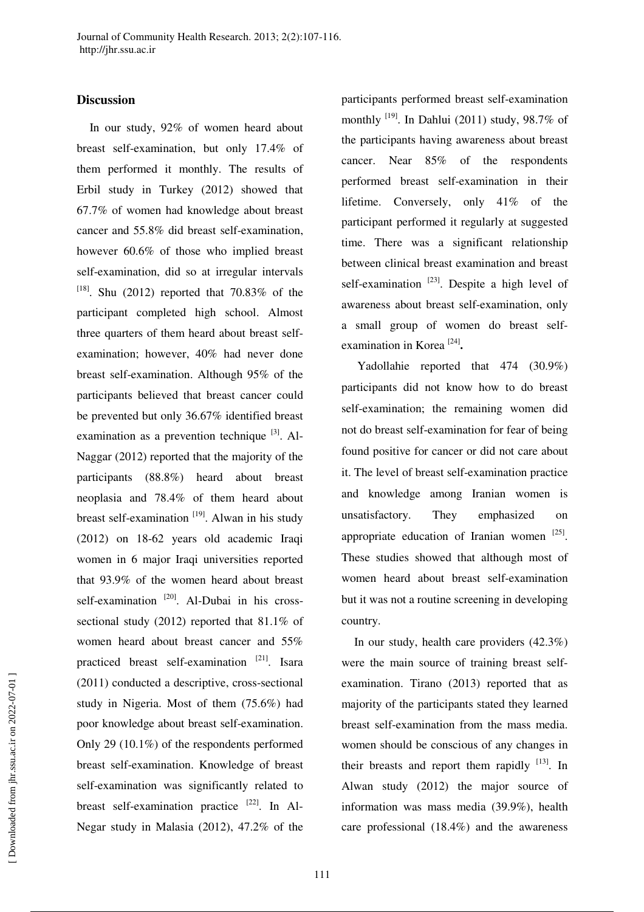## Discussion

In our study, 92% of women heard about breast self-examination, but only 17.4% of them performed it monthly. The results of Erbil study in Turkey (2012) showed that 67.7% of women had knowledge about breast cancer and 55.8% did breast self-examination, however 60.6% of those who implied breast self-examination, did so at irregular intervals [18]. Shu (2012) reported that 70.83% of the participant completed high school. Almost three quarters of them heard about breast self-examination; however, 40% had never done breast self-examination. Although 95% of the participants believed that breast cancer could be prevented but only 36.67% identified breast examination as a prevention technique [3]. Al-Naggar (2012) reported that the majority of the participants (88.8%) heard about breast neoplasia and 78.4% of them heard about breast self-examination [19]. Alwan in his study (2012) on 18-62 years old academic Iraqi women in 6 major Iraqi universities reported that 93.9% of the women heard about breast self-examination [20]. Al-Dubai in his cross-sectional study (2012) reported that 81.1% of women heard about breast cancer and 55% practiced breast self-examination [21]. Isara (2011) conducted a descriptive, cross-sectional study in Nigeria. Most of them (75.6%) had poor knowledge about breast self-examination. Only 29 (10.1%) of the respondents performed breast self-examination. Knowledge of breast self-examination was significantly related to breast self-examination practice [22]. In Al-Negar study in Malasia (2012), 47.2% of the participants performed breast self-examination monthly [19]. In Dahlui (2011) study, 98.7% of the participants having awareness about breast cancer. Near 85% of the respondents performed breast self-examination in their lifetime. Conversely, only 41% of the participant performed it regularly at suggested time. There was a significant relationship between clinical breast examination and breast self-examination [23]. Despite a high level of awareness about breast self-examination, only a small group of women do breast self-examination in Korea [24].

Yadollahie reported that 474 (30.9%) participants did not know how to do breast self-examination; the remaining women did not do breast self-examination for fear of being found positive for cancer or did not care about it. The level of breast self-examination practice and knowledge among Iranian women is unsatisfactory. They emphasized on appropriate education of Iranian women [25]. These studies showed that although most of women heard about breast self-examination but it was not a routine screening in developing country.

In our study, health care providers (42.3%) were the main source of training breast self-examination. Tirano (2013) reported that as majority of the participants stated they learned breast self-examination from the mass media. women should be conscious of any changes in their breasts and report them rapidly [13]. In Alwan study (2012) the major source of information was mass media (39.9%), health care professional (18.4%) and the awareness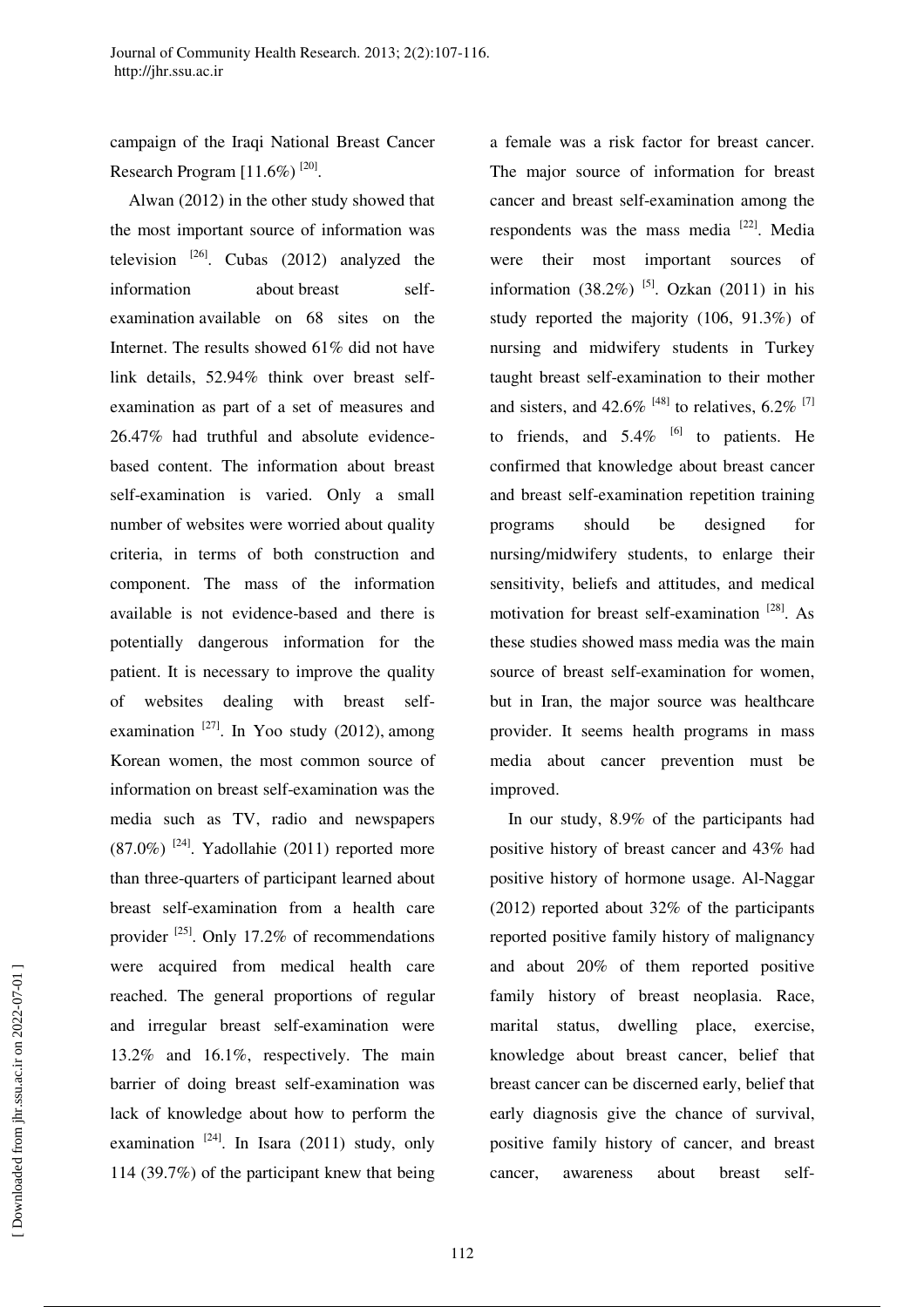campaign of the Iraqi National Breast Cancer Research Program [11.6%) [20].

Alwan (2012) in the other study showed that the most important source of information was television [26]. Cubas (2012) analyzed the information about breast self-examination available on 68 sites on the Internet. The results showed 61% did not have link details, 52.94% think over breast self-examination as part of a set of measures and 26.47% had truthful and absolute evidence-based content. The information about breast self-examination is varied. Only a small number of websites were worried about quality criteria, in terms of both construction and component. The mass of the information available is not evidence-based and there is potentially dangerous information for the patient. It is necessary to improve the quality of websites dealing with breast self-examination [27]. In Yoo study (2012), among Korean women, the most common source of information on breast self-examination was the media such as TV, radio and newspapers (87.0%) [24]. Yadollahie (2011) reported more than three-quarters of participant learned about breast self-examination from a health care provider [25]. Only 17.2% of recommendations were acquired from medical health care reached. The general proportions of regular and irregular breast self-examination were 13.2% and 16.1%, respectively. The main barrier of doing breast self-examination was lack of knowledge about how to perform the examination [24]. In Isara (2011) study, only 114 (39.7%) of the participant knew that being a female was a risk factor for breast cancer. The major source of information for breast cancer and breast self-examination among the respondents was the mass media [22]. Media were their most important sources of information (38.2%) [5]. Ozkan (2011) in his study reported the majority (106, 91.3%) of nursing and midwifery students in Turkey taught breast self-examination to their mother and sisters, and 42.6% [48] to relatives, 6.2% [7] to friends, and 5.4% [6] to patients. He confirmed that knowledge about breast cancer and breast self-examination repetition training programs should be designed for nursing/midwifery students, to enlarge their sensitivity, beliefs and attitudes, and medical motivation for breast self-examination [28]. As these studies showed mass media was the main source of breast self-examination for women, but in Iran, the major source was healthcare provider. It seems health programs in mass media about cancer prevention must be improved.

In our study, 8.9% of the participants had positive history of breast cancer and 43% had positive history of hormone usage. Al-Naggar (2012) reported about 32% of the participants reported positive family history of malignancy and about 20% of them reported positive family history of breast neoplasia. Race, marital status, dwelling place, exercise, knowledge about breast cancer, belief that breast cancer can be discerned early, belief that early diagnosis give the chance of survival, positive family history of cancer, and breast cancer, awareness about breast self-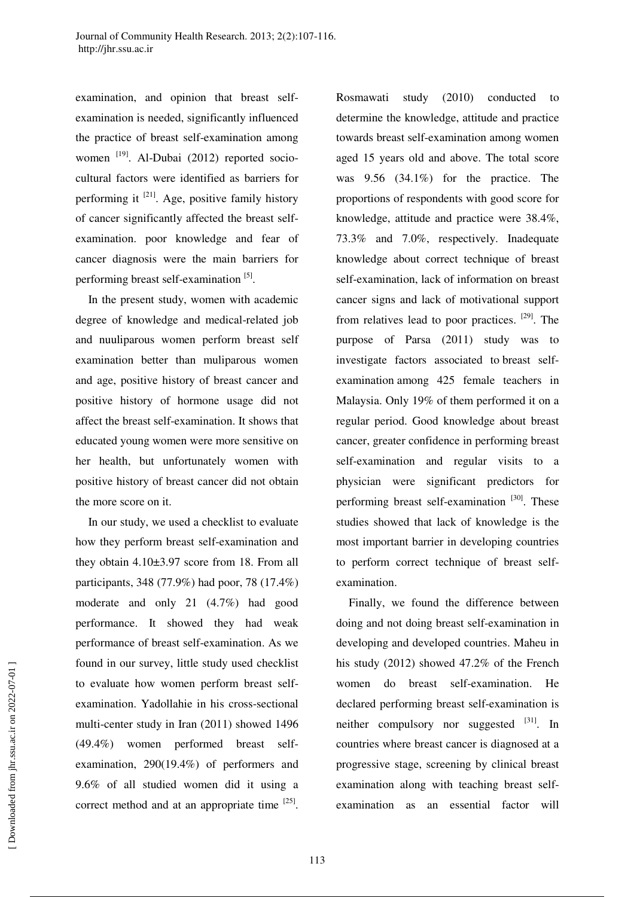examination, and opinion that breast self-examination is needed, significantly influenced the practice of breast self-examination among women [19]. Al-Dubai (2012) reported socio-cultural factors were identified as barriers for performing it [21]. Age, positive family history of cancer significantly affected the breast self-examination. poor knowledge and fear of cancer diagnosis were the main barriers for performing breast self-examination [5].

In the present study, women with academic degree of knowledge and medical-related job and nuuliparous women perform breast self examination better than muliparous women and age, positive history of breast cancer and positive history of hormone usage did not affect the breast self-examination. It shows that educated young women were more sensitive on her health, but unfortunately women with positive history of breast cancer did not obtain the more score on it.

In our study, we used a checklist to evaluate how they perform breast self-examination and they obtain 4.10±3.97 score from 18. From all participants, 348 (77.9%) had poor, 78 (17.4%) moderate and only 21 (4.7%) had good performance. It showed they had weak performance of breast self-examination. As we found in our survey, little study used checklist to evaluate how women perform breast self-examination. Yadollahie in his cross-sectional multi-center study in Iran (2011) showed 1496 (49.4%) women performed breast self-examination, 290(19.4%) of performers and 9.6% of all studied women did it using a correct method and at an appropriate time [25]. Rosmawati study (2010) conducted to determine the knowledge, attitude and practice towards breast self-examination among women aged 15 years old and above. The total score was 9.56 (34.1%) for the practice. The proportions of respondents with good score for knowledge, attitude and practice were 38.4%, 73.3% and 7.0%, respectively. Inadequate knowledge about correct technique of breast self-examination, lack of information on breast cancer signs and lack of motivational support from relatives lead to poor practices. [29]. The purpose of Parsa (2011) study was to investigate factors associated to breast self-examination among 425 female teachers in Malaysia. Only 19% of them performed it on a regular period. Good knowledge about breast cancer, greater confidence in performing breast self-examination and regular visits to a physician were significant predictors for performing breast self-examination [30]. These studies showed that lack of knowledge is the most important barrier in developing countries to perform correct technique of breast self-examination.

Finally, we found the difference between doing and not doing breast self-examination in developing and developed countries. Maheu in his study (2012) showed 47.2% of the French women do breast self-examination. He declared performing breast self-examination is neither compulsory nor suggested [31]. In countries where breast cancer is diagnosed at a progressive stage, screening by clinical breast examination along with teaching breast self-examination as an essential factor will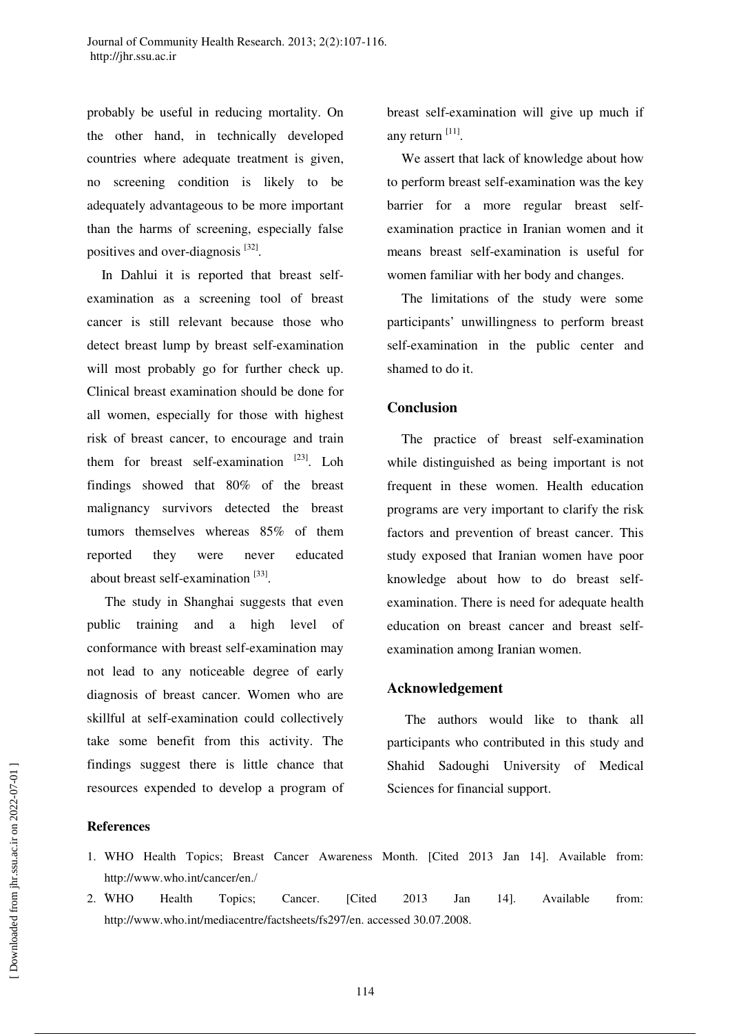probably be useful in reducing mortality. On the other hand, in technically developed countries where adequate treatment is given, no screening condition is likely to be adequately advantageous to be more important than the harms of screening, especially false positives and over-diagnosis [32].

In Dahlui it is reported that breast self-examination as a screening tool of breast cancer is still relevant because those who detect breast lump by breast self-examination will most probably go for further check up. Clinical breast examination should be done for all women, especially for those with highest risk of breast cancer, to encourage and train them for breast self-examination [23]. Loh findings showed that 80% of the breast malignancy survivors detected the breast tumors themselves whereas 85% of them reported they were never educated about breast self-examination [33].

The study in Shanghai suggests that even public training and a high level of conformance with breast self-examination may not lead to any noticeable degree of early diagnosis of breast cancer. Women who are skillful at self-examination could collectively take some benefit from this activity. The findings suggest there is little chance that resources expended to develop a program of breast self-examination will give up much if any return [11].

We assert that lack of knowledge about how to perform breast self-examination was the key barrier for a more regular breast self-examination practice in Iranian women and it means breast self-examination is useful for women familiar with her body and changes.

The limitations of the study were some participants' unwillingness to perform breast self-examination in the public center and shamed to do it.

## Conclusion

The practice of breast self-examination while distinguished as being important is not frequent in these women. Health education programs are very important to clarify the risk factors and prevention of breast cancer. This study exposed that Iranian women have poor knowledge about how to do breast self-examination. There is need for adequate health education on breast cancer and breast self-examination among Iranian women.

## Acknowledgement

The authors would like to thank all participants who contributed in this study and Shahid Sadoughi University of Medical Sciences for financial support.

## References

1. WHO Health Topics; Breast Cancer Awareness Month. [Cited 2013 Jan 14]. Available from: http://www.who.int/cancer/en./
2. WHO Health Topics; Cancer. [Cited 2013 Jan 14]. Available from: http://www.who.int/mediacentre/factsheets/fs297/en. accessed 30.07.2008.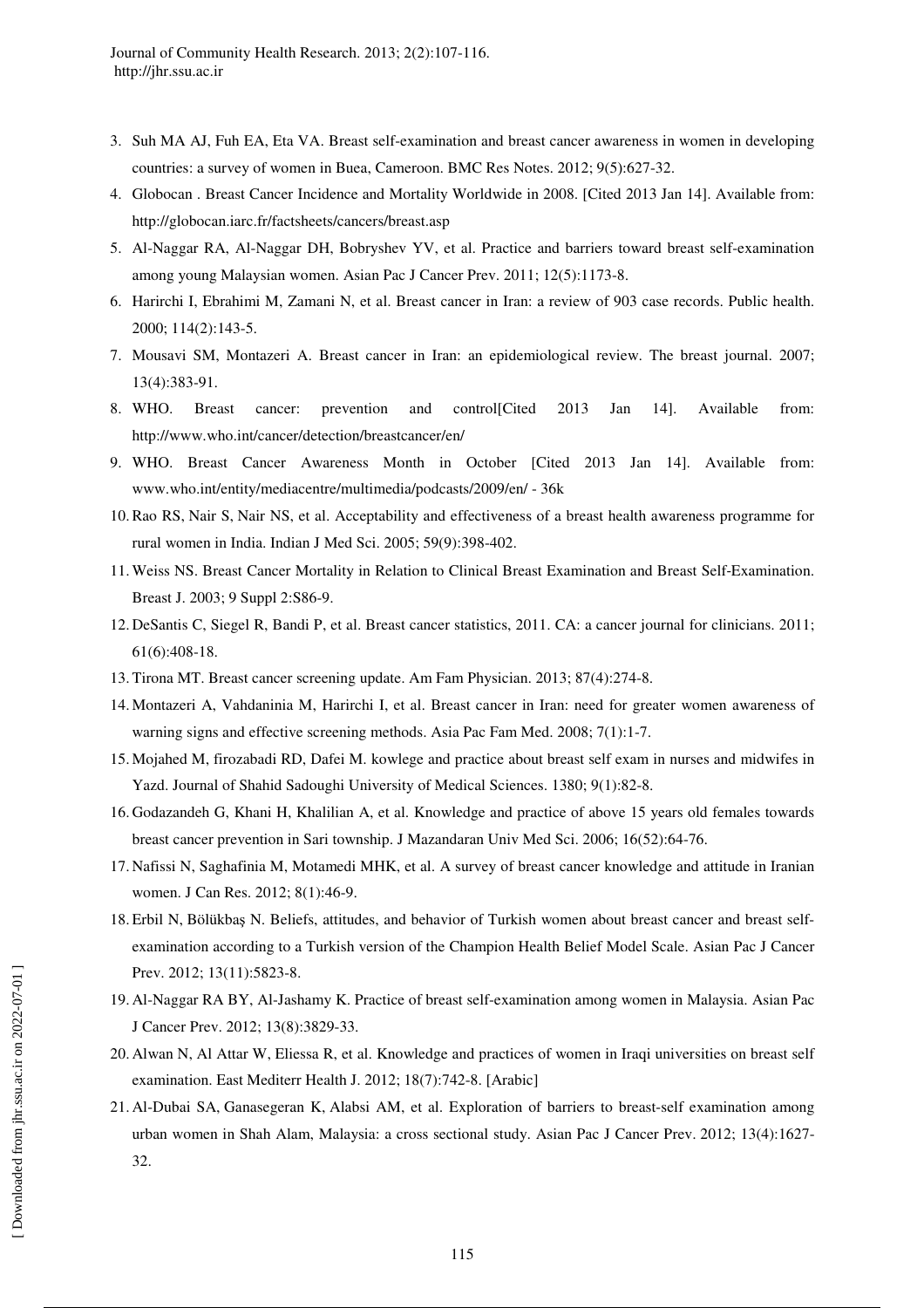3. Suh MA AJ, Fuh EA, Eta VA. Breast self-examination and breast cancer awareness in women in developing countries: a survey of women in Buea, Cameroon. BMC Res Notes. 2012; 9(5):627-32.
4. Globocan . Breast Cancer Incidence and Mortality Worldwide in 2008. [Cited 2013 Jan 14]. Available from: http://globocan.iarc.fr/factsheets/cancers/breast.asp
5. Al-Naggar RA, Al-Naggar DH, Bobryshev YV, et al. Practice and barriers toward breast self-examination among young Malaysian women. Asian Pac J Cancer Prev. 2011; 12(5):1173-8.
6. Harirchi I, Ebrahimi M, Zamani N, et al. Breast cancer in Iran: a review of 903 case records. Public health. 2000; 114(2):143-5.
7. Mousavi SM, Montazeri A. Breast cancer in Iran: an epidemiological review. The breast journal. 2007; 13(4):383-91.
8. WHO. Breast cancer: prevention and control[Cited 2013 Jan 14]. Available from: http://www.who.int/cancer/detection/breastcancer/en/
9. WHO. Breast Cancer Awareness Month in October [Cited 2013 Jan 14]. Available from: www.who.int/entity/mediacentre/multimedia/podcasts/2009/en/ - 36k
10. Rao RS, Nair S, Nair NS, et al. Acceptability and effectiveness of a breast health awareness programme for rural women in India. Indian J Med Sci. 2005; 59(9):398-402.
11. Weiss NS. Breast Cancer Mortality in Relation to Clinical Breast Examination and Breast Self-Examination. Breast J. 2003; 9 Suppl 2:S86-9.
12. DeSantis C, Siegel R, Bandi P, et al. Breast cancer statistics, 2011. CA: a cancer journal for clinicians. 2011; 61(6):408-18.
13. Tirona MT. Breast cancer screening update. Am Fam Physician. 2013; 87(4):274-8.
14. Montazeri A, Vahdaninia M, Harirchi I, et al. Breast cancer in Iran: need for greater women awareness of warning signs and effective screening methods. Asia Pac Fam Med. 2008; 7(1):1-7.
15. Mojahed M, firozabadi RD, Dafei M. kowlege and practice about breast self exam in nurses and midwifes in Yazd. Journal of Shahid Sadoughi University of Medical Sciences. 1380; 9(1):82-8.
16. Godazandeh G, Khani H, Khalilian A, et al. Knowledge and practice of above 15 years old females towards breast cancer prevention in Sari township. J Mazandaran Univ Med Sci. 2006; 16(52):64-76.
17. Nafissi N, Saghafinia M, Motamedi MHK, et al. A survey of breast cancer knowledge and attitude in Iranian women. J Can Res. 2012; 8(1):46-9.
18. Erbil N, Bölükbaş N. Beliefs, attitudes, and behavior of Turkish women about breast cancer and breast self-examination according to a Turkish version of the Champion Health Belief Model Scale. Asian Pac J Cancer Prev. 2012; 13(11):5823-8.
19. Al-Naggar RA BY, Al-Jashamy K. Practice of breast self-examination among women in Malaysia. Asian Pac J Cancer Prev. 2012; 13(8):3829-33.
20. Alwan N, Al Attar W, Eliessa R, et al. Knowledge and practices of women in Iraqi universities on breast self examination. East Mediterr Health J. 2012; 18(7):742-8. [Arabic]
21. Al-Dubai SA, Ganasegeran K, Alabsi AM, et al. Exploration of barriers to breast-self examination among urban women in Shah Alam, Malaysia: a cross sectional study. Asian Pac J Cancer Prev. 2012; 13(4):1627-32.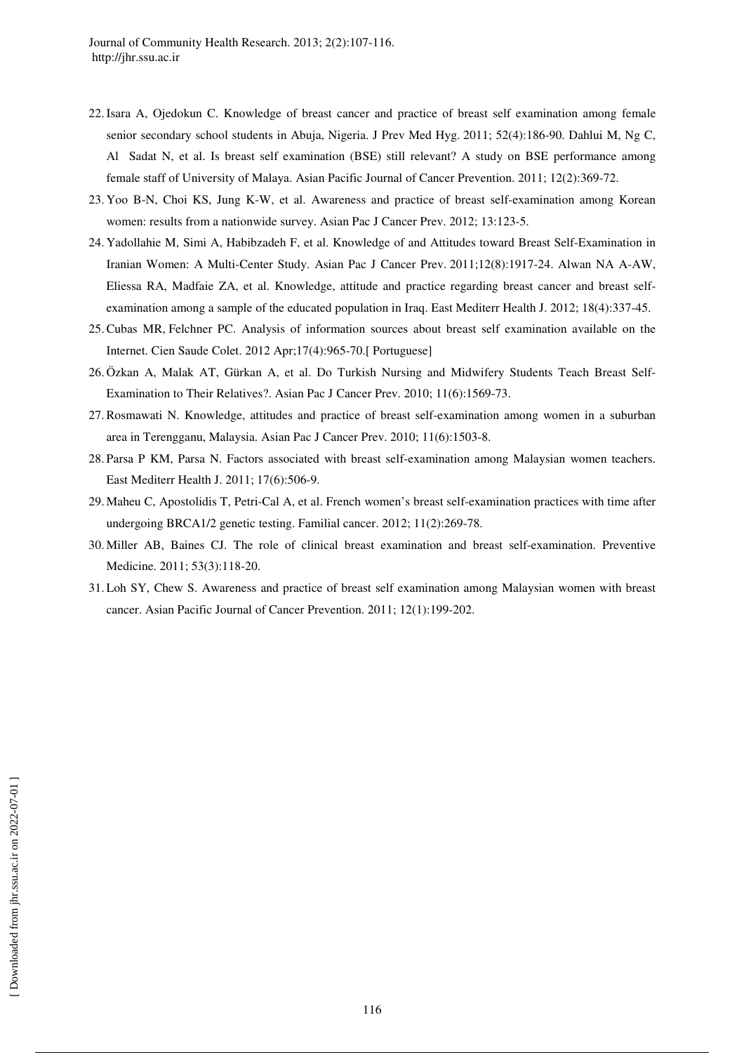22. Isara A, Ojedokun C. Knowledge of breast cancer and practice of breast self examination among female senior secondary school students in Abuja, Nigeria. J Prev Med Hyg. 2011; 52(4):186-90. Dahlui M, Ng C, Al Sadat N, et al. Is breast self examination (BSE) still relevant? A study on BSE performance among female staff of University of Malaya. Asian Pacific Journal of Cancer Prevention. 2011; 12(2):369-72.
23. Yoo B-N, Choi KS, Jung K-W, et al. Awareness and practice of breast self-examination among Korean women: results from a nationwide survey. Asian Pac J Cancer Prev. 2012; 13:123-5.
24. Yadollahie M, Simi A, Habibzadeh F, et al. Knowledge of and Attitudes toward Breast Self-Examination in Iranian Women: A Multi-Center Study. Asian Pac J Cancer Prev. 2011;12(8):1917-24. Alwan NA A-AW, Eliessa RA, Madfaie ZA, et al. Knowledge, attitude and practice regarding breast cancer and breast self-examination among a sample of the educated population in Iraq. East Mediterr Health J. 2012; 18(4):337-45.
25. Cubas MR, Felchner PC. Analysis of information sources about breast self examination available on the Internet. Cien Saude Colet. 2012 Apr;17(4):965-70.[ Portuguese]
26. Özkan A, Malak AT, Gürkan A, et al. Do Turkish Nursing and Midwifery Students Teach Breast Self-Examination to Their Relatives?. Asian Pac J Cancer Prev. 2010; 11(6):1569-73.
27. Rosmawati N. Knowledge, attitudes and practice of breast self-examination among women in a suburban area in Terengganu, Malaysia. Asian Pac J Cancer Prev. 2010; 11(6):1503-8.
28. Parsa P KM, Parsa N. Factors associated with breast self-examination among Malaysian women teachers. East Mediterr Health J. 2011; 17(6):506-9.
29. Maheu C, Apostolidis T, Petri-Cal A, et al. French women's breast self-examination practices with time after undergoing BRCA1/2 genetic testing. Familial cancer. 2012; 11(2):269-78.
30. Miller AB, Baines CJ. The role of clinical breast examination and breast self-examination. Preventive Medicine. 2011; 53(3):118-20.
31. Loh SY, Chew S. Awareness and practice of breast self examination among Malaysian women with breast cancer. Asian Pacific Journal of Cancer Prevention. 2011; 12(1):199-202.